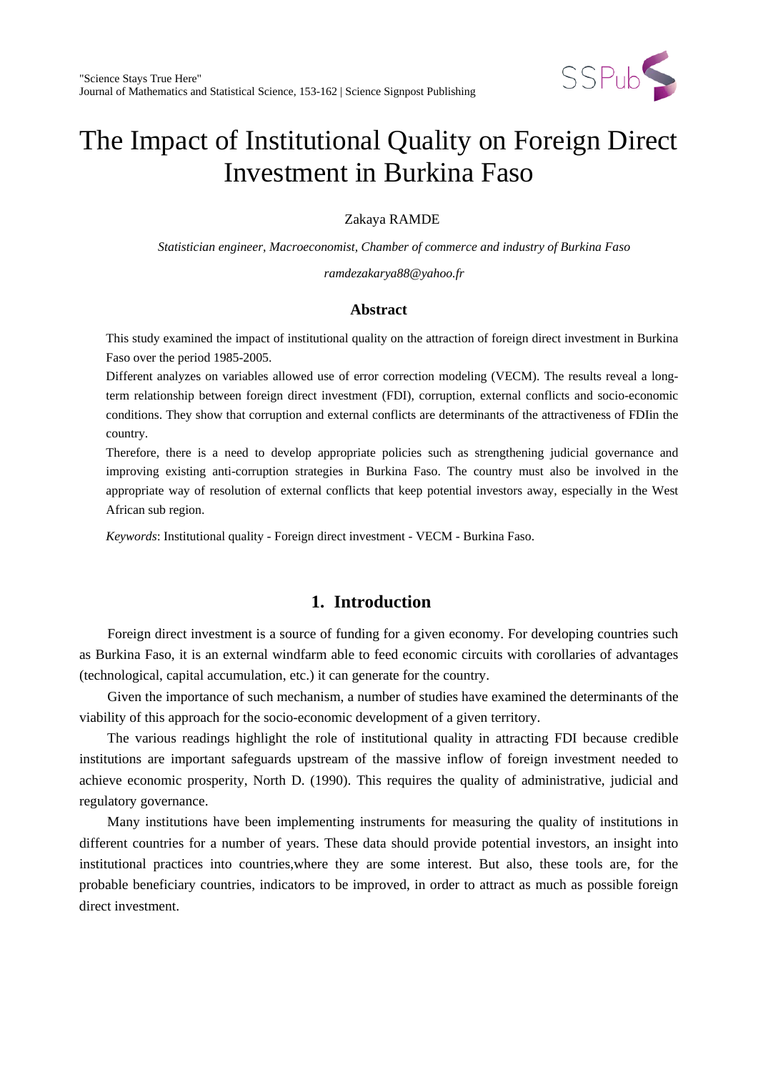# The Impact of Institutional Quality on Foreign Direct Investment in Burkina Faso

Zakaya RAMDE

*Statistician engineer, Macroeconomist, Chamber of commerce and industry of Burkina Faso*

*ramdezakarya88@yahoo.fr*

## Abstract

This study examined the impact of institutional quality on the attraction of foreign direct investment in Burkina Faso over the period 1985-2005.

Different analyzes on variables allowed use of error correction modeling (VECM). The results reveal a long-term relationship between foreign direct investment (FDI), corruption, external conflicts and socio-economic conditions. They show that corruption and external conflicts are determinants of the attractiveness of FDIin the country.

Therefore, there is a need to develop appropriate policies such as strengthening judicial governance and improving existing anti-corruption strategies in Burkina Faso. The country must also be involved in the appropriate way of resolution of external conflicts that keep potential investors away, especially in the West African sub region.

*Keywords*: Institutional quality - Foreign direct investment - VECM - Burkina Faso.

## 1. Introduction

Foreign direct investment is a source of funding for a given economy. For developing countries such as Burkina Faso, it is an external windfarm able to feed economic circuits with corollaries of advantages (technological, capital accumulation, etc.) it can generate for the country.

Given the importance of such mechanism, a number of studies have examined the determinants of the viability of this approach for the socio-economic development of a given territory.

The various readings highlight the role of institutional quality in attracting FDI because credible institutions are important safeguards upstream of the massive inflow of foreign investment needed to achieve economic prosperity, North D. (1990). This requires the quality of administrative, judicial and regulatory governance.

Many institutions have been implementing instruments for measuring the quality of institutions in different countries for a number of years. These data should provide potential investors, an insight into institutional practices into countries,where they are some interest. But also, these tools are, for the probable beneficiary countries, indicators to be improved, in order to attract as much as possible foreign direct investment.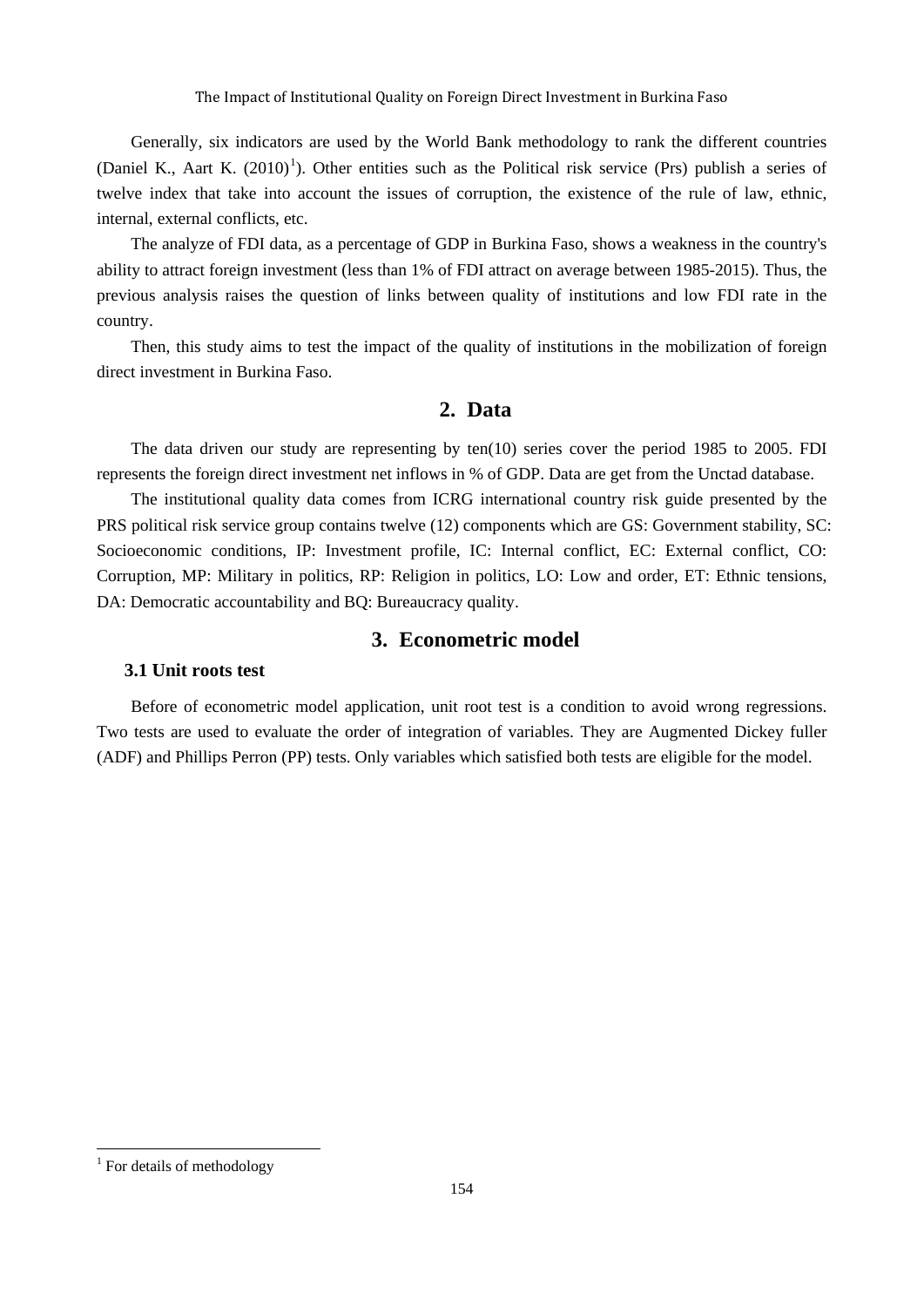Generally, six indicators are used by the World Bank methodology to rank the different countries (Daniel K., Aart K. (2010)[1]). Other entities such as the Political risk service (Prs) publish a series of twelve index that take into account the issues of corruption, the existence of the rule of law, ethnic, internal, external conflicts, etc.

The analyze of FDI data, as a percentage of GDP in Burkina Faso, shows a weakness in the country's ability to attract foreign investment (less than 1% of FDI attract on average between 1985-2015). Thus, the previous analysis raises the question of links between quality of institutions and low FDI rate in the country.

Then, this study aims to test the impact of the quality of institutions in the mobilization of foreign direct investment in Burkina Faso.

## 2. Data

The data driven our study are representing by ten(10) series cover the period 1985 to 2005. FDI represents the foreign direct investment net inflows in % of GDP. Data are get from the Unctad database.

The institutional quality data comes from ICRG international country risk guide presented by the PRS political risk service group contains twelve (12) components which are GS: Government stability, SC: Socioeconomic conditions, IP: Investment profile, IC: Internal conflict, EC: External conflict, CO: Corruption, MP: Military in politics, RP: Religion in politics, LO: Low and order, ET: Ethnic tensions, DA: Democratic accountability and BQ: Bureaucracy quality.

## 3. Econometric model

### 3.1 Unit roots test

Before of econometric model application, unit root test is a condition to avoid wrong regressions. Two tests are used to evaluate the order of integration of variables. They are Augmented Dickey fuller (ADF) and Phillips Perron (PP) tests. Only variables which satisfied both tests are eligible for the model.

[1] For details of methodology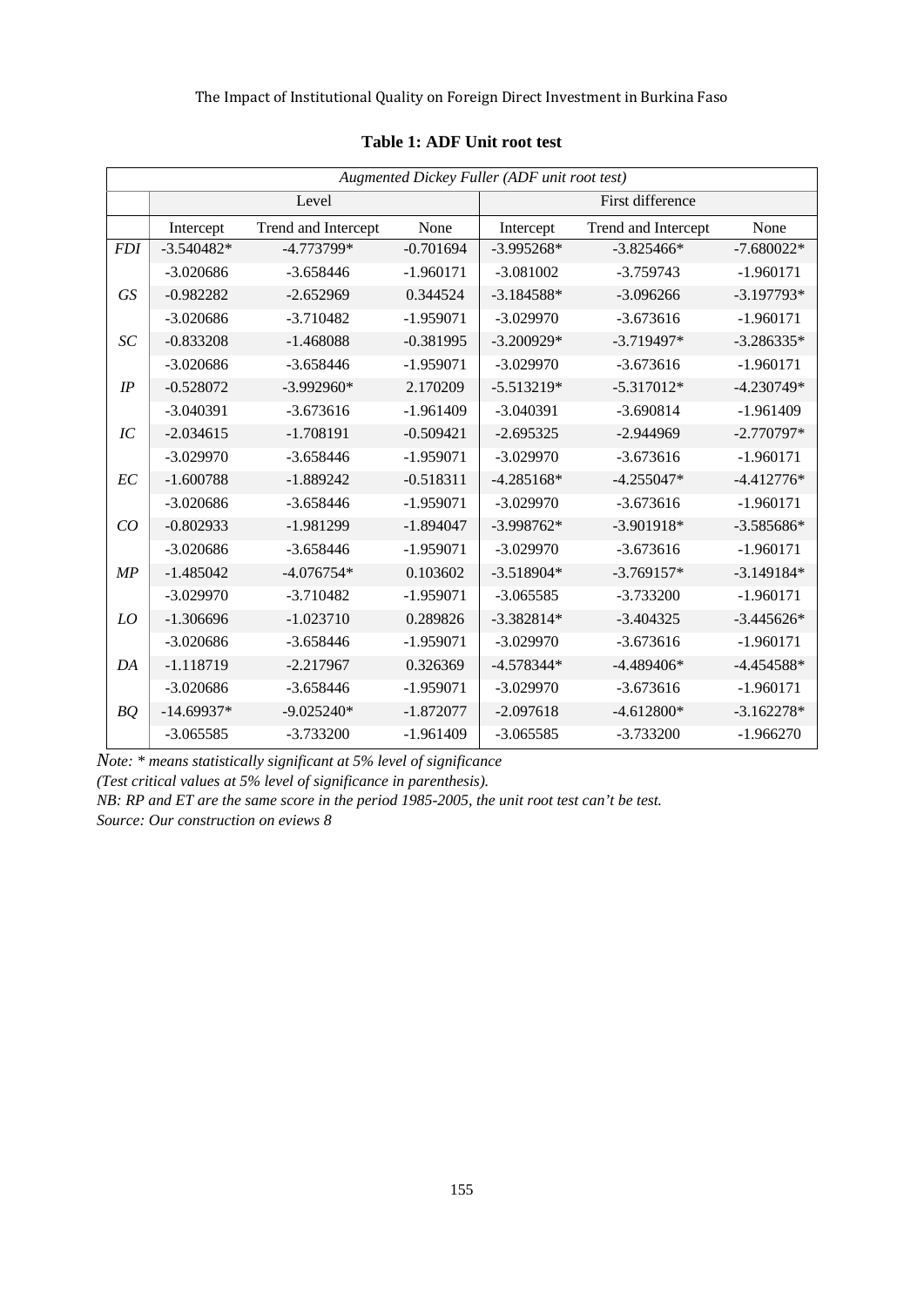**Table 1: ADF Unit root test**

| *Augmented Dickey Fuller (ADF unit root test)* | | | | | | |
|---|---|---|---|---|---|---|
| | Level | | | First difference | | |
| | Intercept | Trend and Intercept | None | Intercept | Trend and Intercept | None |
| *FDI* | -3.540482* | -4.773799* | -0.701694 | -3.995268* | -3.825466* | -7.680022* |
| | -3.020686 | -3.658446 | -1.960171 | -3.081002 | -3.759743 | -1.960171 |
| *GS* | -0.982282 | -2.652969 | 0.344524 | -3.184588* | -3.096266 | -3.197793* |
| | -3.020686 | -3.710482 | -1.959071 | -3.029970 | -3.673616 | -1.960171 |
| *SC* | -0.833208 | -1.468088 | -0.381995 | -3.200929* | -3.719497* | -3.286335* |
| | -3.020686 | -3.658446 | -1.959071 | -3.029970 | -3.673616 | -1.960171 |
| *IP* | -0.528072 | -3.992960* | 2.170209 | -5.513219* | -5.317012* | -4.230749* |
| | -3.040391 | -3.673616 | -1.961409 | -3.040391 | -3.690814 | -1.961409 |
| *IC* | -2.034615 | -1.708191 | -0.509421 | -2.695325 | -2.944969 | -2.770797* |
| | -3.029970 | -3.658446 | -1.959071 | -3.029970 | -3.673616 | -1.960171 |
| *EC* | -1.600788 | -1.889242 | -0.518311 | -4.285168* | -4.255047* | -4.412776* |
| | -3.020686 | -3.658446 | -1.959071 | -3.029970 | -3.673616 | -1.960171 |
| *CO* | -0.802933 | -1.981299 | -1.894047 | -3.998762* | -3.901918* | -3.585686* |
| | -3.020686 | -3.658446 | -1.959071 | -3.029970 | -3.673616 | -1.960171 |
| *MP* | -1.485042 | -4.076754* | 0.103602 | -3.518904* | -3.769157* | -3.149184* |
| | -3.029970 | -3.710482 | -1.959071 | -3.065585 | -3.733200 | -1.960171 |
| *LO* | -1.306696 | -1.023710 | 0.289826 | -3.382814* | -3.404325 | -3.445626* |
| | -3.020686 | -3.658446 | -1.959071 | -3.029970 | -3.673616 | -1.960171 |
| *DA* | -1.118719 | -2.217967 | 0.326369 | -4.578344* | -4.489406* | -4.454588* |
| | -3.020686 | -3.658446 | -1.959071 | -3.029970 | -3.673616 | -1.960171 |
| *BQ* | -14.69937* | -9.025240* | -1.872077 | -2.097618 | -4.612800* | -3.162278* |
| | -3.065585 | -3.733200 | -1.961409 | -3.065585 | -3.733200 | -1.966270 |

*Note: * means statistically significant at 5% level of significance*

*(Test critical values at 5% level of significance in parenthesis).*

*NB: RP and ET are the same score in the period 1985-2005, the unit root test can't be test.*

*Source: Our construction on eviews 8*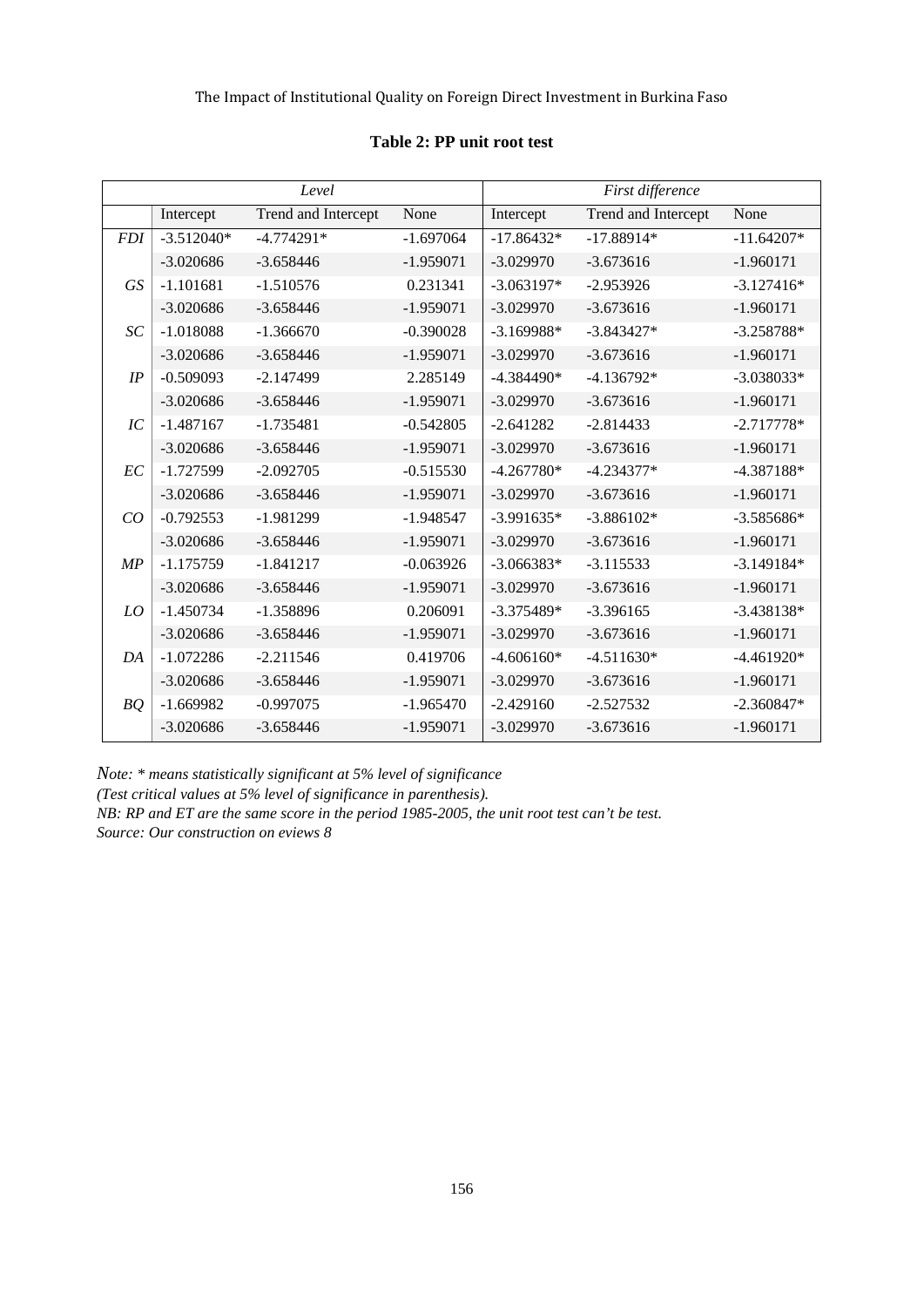**Table 2: PP unit root test**

| | *Level* | | | *First difference* | | |
|---|---|---|---|---|---|---|
| | Intercept | Trend and Intercept | None | Intercept | Trend and Intercept | None |
| *FDI* | -3.512040* | -4.774291* | -1.697064 | -17.86432* | -17.88914* | -11.64207* |
| | -3.020686 | -3.658446 | -1.959071 | -3.029970 | -3.673616 | -1.960171 |
| *GS* | -1.101681 | -1.510576 | 0.231341 | -3.063197* | -2.953926 | -3.127416* |
| | -3.020686 | -3.658446 | -1.959071 | -3.029970 | -3.673616 | -1.960171 |
| *SC* | -1.018088 | -1.366670 | -0.390028 | -3.169988* | -3.843427* | -3.258788* |
| | -3.020686 | -3.658446 | -1.959071 | -3.029970 | -3.673616 | -1.960171 |
| *IP* | -0.509093 | -2.147499 | 2.285149 | -4.384490* | -4.136792* | -3.038033* |
| | -3.020686 | -3.658446 | -1.959071 | -3.029970 | -3.673616 | -1.960171 |
| *IC* | -1.487167 | -1.735481 | -0.542805 | -2.641282 | -2.814433 | -2.717778* |
| | -3.020686 | -3.658446 | -1.959071 | -3.029970 | -3.673616 | -1.960171 |
| *EC* | -1.727599 | -2.092705 | -0.515530 | -4.267780* | -4.234377* | -4.387188* |
| | -3.020686 | -3.658446 | -1.959071 | -3.029970 | -3.673616 | -1.960171 |
| *CO* | -0.792553 | -1.981299 | -1.948547 | -3.991635* | -3.886102* | -3.585686* |
| | -3.020686 | -3.658446 | -1.959071 | -3.029970 | -3.673616 | -1.960171 |
| *MP* | -1.175759 | -1.841217 | -0.063926 | -3.066383* | -3.115533 | -3.149184* |
| | -3.020686 | -3.658446 | -1.959071 | -3.029970 | -3.673616 | -1.960171 |
| *LO* | -1.450734 | -1.358896 | 0.206091 | -3.375489* | -3.396165 | -3.438138* |
| | -3.020686 | -3.658446 | -1.959071 | -3.029970 | -3.673616 | -1.960171 |
| *DA* | -1.072286 | -2.211546 | 0.419706 | -4.606160* | -4.511630* | -4.461920* |
| | -3.020686 | -3.658446 | -1.959071 | -3.029970 | -3.673616 | -1.960171 |
| *BQ* | -1.669982 | -0.997075 | -1.965470 | -2.429160 | -2.527532 | -2.360847* |
| | -3.020686 | -3.658446 | -1.959071 | -3.029970 | -3.673616 | -1.960171 |

*Note: * means statistically significant at 5% level of significance*
*(Test critical values at 5% level of significance in parenthesis).*
*NB: RP and ET are the same score in the period 1985-2005, the unit root test can't be test.*
*Source: Our construction on eviews 8*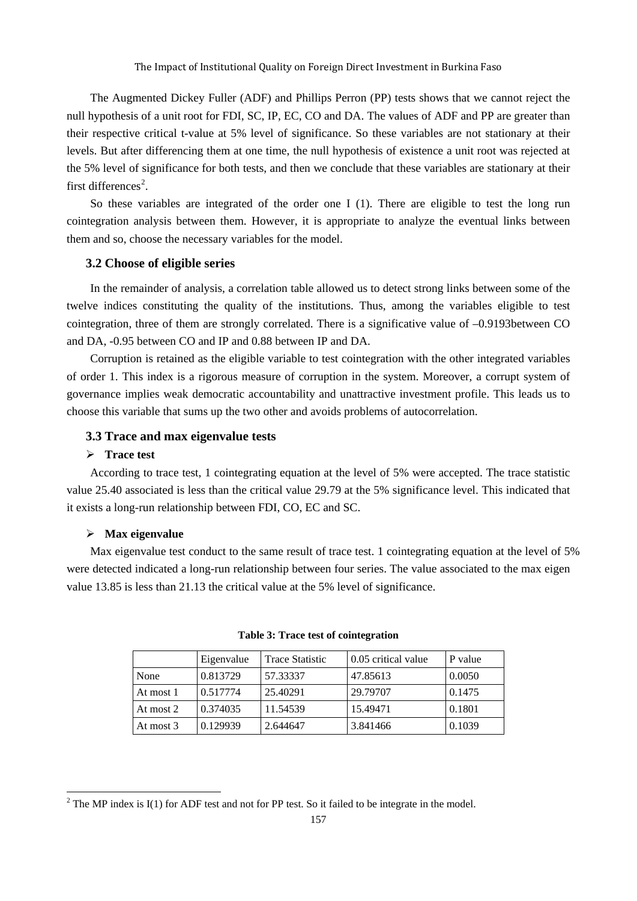The Augmented Dickey Fuller (ADF) and Phillips Perron (PP) tests shows that we cannot reject the null hypothesis of a unit root for FDI, SC, IP, EC, CO and DA. The values of ADF and PP are greater than their respective critical t-value at 5% level of significance. So these variables are not stationary at their levels. But after differencing them at one time, the null hypothesis of existence a unit root was rejected at the 5% level of significance for both tests, and then we conclude that these variables are stationary at their first differences[2].

So these variables are integrated of the order one I (1). There are eligible to test the long run cointegration analysis between them. However, it is appropriate to analyze the eventual links between them and so, choose the necessary variables for the model.

### 3.2 Choose of eligible series

In the remainder of analysis, a correlation table allowed us to detect strong links between some of the twelve indices constituting the quality of the institutions. Thus, among the variables eligible to test cointegration, three of them are strongly correlated. There is a significative value of –0.9193between CO and DA, -0.95 between CO and IP and 0.88 between IP and DA.

Corruption is retained as the eligible variable to test cointegration with the other integrated variables of order 1. This index is a rigorous measure of corruption in the system. Moreover, a corrupt system of governance implies weak democratic accountability and unattractive investment profile. This leads us to choose this variable that sums up the two other and avoids problems of autocorrelation.

### 3.3 Trace and max eigenvalue tests

- **Trace test**

According to trace test, 1 cointegrating equation at the level of 5% were accepted. The trace statistic value 25.40 associated is less than the critical value 29.79 at the 5% significance level. This indicated that it exists a long-run relationship between FDI, CO, EC and SC.

- **Max eigenvalue**

Max eigenvalue test conduct to the same result of trace test. 1 cointegrating equation at the level of 5% were detected indicated a long-run relationship between four series. The value associated to the max eigen value 13.85 is less than 21.13 the critical value at the 5% level of significance.

**Table 3: Trace test of cointegration**

| | Eigenvalue | Trace Statistic | 0.05 critical value | P value |
|---|---|---|---|---|
| None | 0.813729 | 57.33337 | 47.85613 | 0.0050 |
| At most 1 | 0.517774 | 25.40291 | 29.79707 | 0.1475 |
| At most 2 | 0.374035 | 11.54539 | 15.49471 | 0.1801 |
| At most 3 | 0.129939 | 2.644647 | 3.841466 | 0.1039 |

[2] The MP index is I(1) for ADF test and not for PP test. So it failed to be integrate in the model.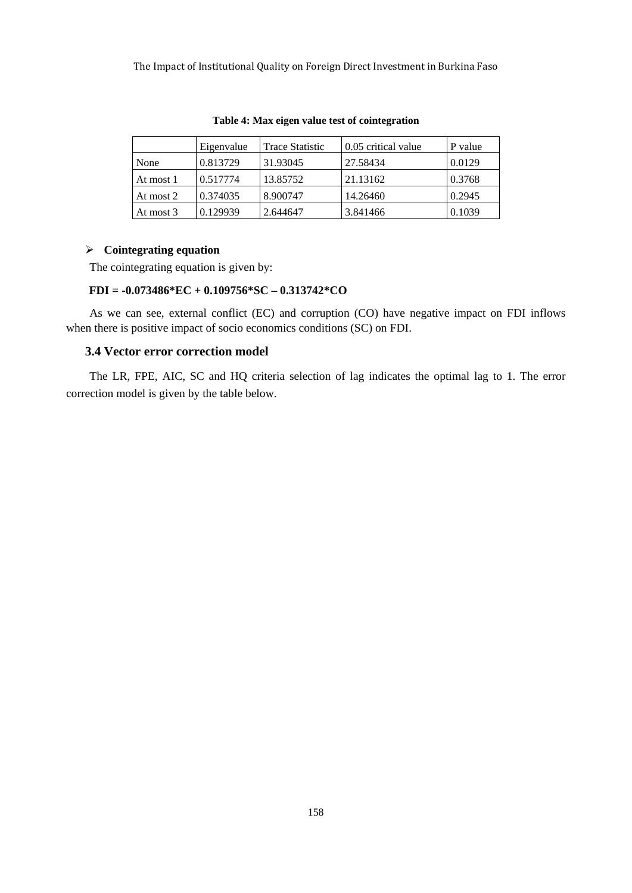**Table 4: Max eigen value test of cointegration**

| | Eigenvalue | Trace Statistic | 0.05 critical value | P value |
|---|---|---|---|---|
| None | 0.813729 | 31.93045 | 27.58434 | 0.0129 |
| At most 1 | 0.517774 | 13.85752 | 21.13162 | 0.3768 |
| At most 2 | 0.374035 | 8.900747 | 14.26460 | 0.2945 |
| At most 3 | 0.129939 | 2.644647 | 3.841466 | 0.1039 |

- **Cointegrating equation**

The cointegrating equation is given by:

$$FDI = -0.073486*EC + 0.109756*SC - 0.313742*CO$$

As we can see, external conflict (EC) and corruption (CO) have negative impact on FDI inflows when there is positive impact of socio economics conditions (SC) on FDI.

## 3.4 Vector error correction model

The LR, FPE, AIC, SC and HQ criteria selection of lag indicates the optimal lag to 1. The error correction model is given by the table below.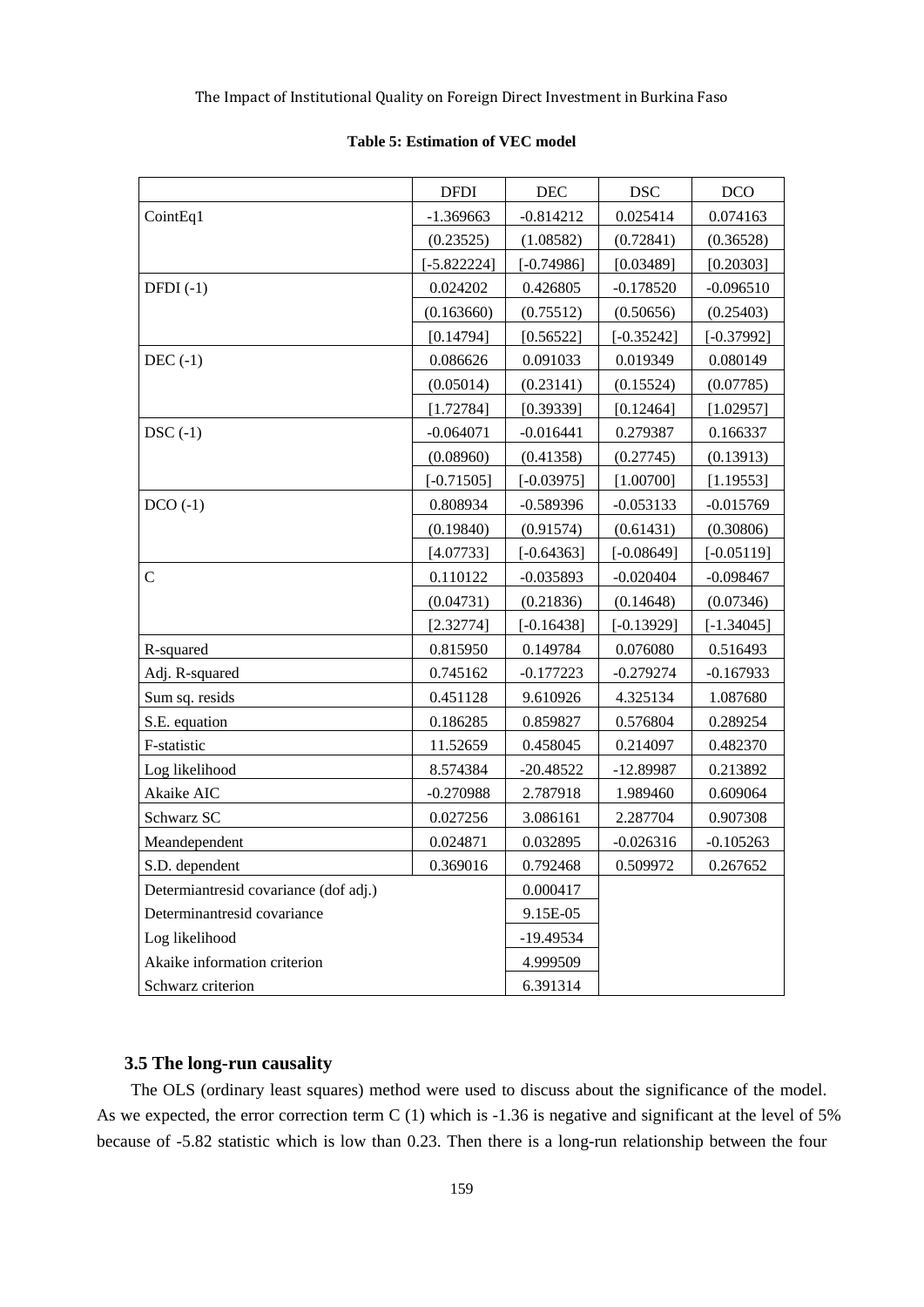**Table 5: Estimation of VEC model**

| | DFDI | DEC | DSC | DCO |
|---|---|---|---|---|
| CointEq1 | -1.369663 | -0.814212 | 0.025414 | 0.074163 |
| | (0.23525) | (1.08582) | (0.72841) | (0.36528) |
| | [-5.822224] | [-0.74986] | [0.03489] | [0.20303] |
| DFDI (-1) | 0.024202 | 0.426805 | -0.178520 | -0.096510 |
| | (0.163660) | (0.75512) | (0.50656) | (0.25403) |
| | [0.14794] | [0.56522] | [-0.35242] | [-0.37992] |
| DEC (-1) | 0.086626 | 0.091033 | 0.019349 | 0.080149 |
| | (0.05014) | (0.23141) | (0.15524) | (0.07785) |
| | [1.72784] | [0.39339] | [0.12464] | [1.02957] |
| DSC (-1) | -0.064071 | -0.016441 | 0.279387 | 0.166337 |
| | (0.08960) | (0.41358) | (0.27745) | (0.13913) |
| | [-0.71505] | [-0.03975] | [1.00700] | [1.19553] |
| DCO (-1) | 0.808934 | -0.589396 | -0.053133 | -0.015769 |
| | (0.19840) | (0.91574) | (0.61431) | (0.30806) |
| | [4.07733] | [-0.64363] | [-0.08649] | [-0.05119] |
| C | 0.110122 | -0.035893 | -0.020404 | -0.098467 |
| | (0.04731) | (0.21836) | (0.14648) | (0.07346) |
| | [2.32774] | [-0.16438] | [-0.13929] | [-1.34045] |
| R-squared | 0.815950 | 0.149784 | 0.076080 | 0.516493 |
| Adj. R-squared | 0.745162 | -0.177223 | -0.279274 | -0.167933 |
| Sum sq. resids | 0.451128 | 9.610926 | 4.325134 | 1.087680 |
| S.E. equation | 0.186285 | 0.859827 | 0.576804 | 0.289254 |
| F-statistic | 11.52659 | 0.458045 | 0.214097 | 0.482370 |
| Log likelihood | 8.574384 | -20.48522 | -12.89987 | 0.213892 |
| Akaike AIC | -0.270988 | 2.787918 | 1.989460 | 0.609064 |
| Schwarz SC | 0.027256 | 3.086161 | 2.287704 | 0.907308 |
| Meandependent | 0.024871 | 0.032895 | -0.026316 | -0.105263 |
| S.D. dependent | 0.369016 | 0.792468 | 0.509972 | 0.267652 |
| Determiantresid covariance (dof adj.) | | 0.000417 | | |
| Determinantresid covariance | | 9.15E-05 | | |
| Log likelihood | | -19.49534 | | |
| Akaike information criterion | | 4.999509 | | |
| Schwarz criterion | | 6.391314 | | |

### 3.5 The long-run causality

The OLS (ordinary least squares) method were used to discuss about the significance of the model. As we expected, the error correction term C (1) which is -1.36 is negative and significant at the level of 5% because of -5.82 statistic which is low than 0.23. Then there is a long-run relationship between the four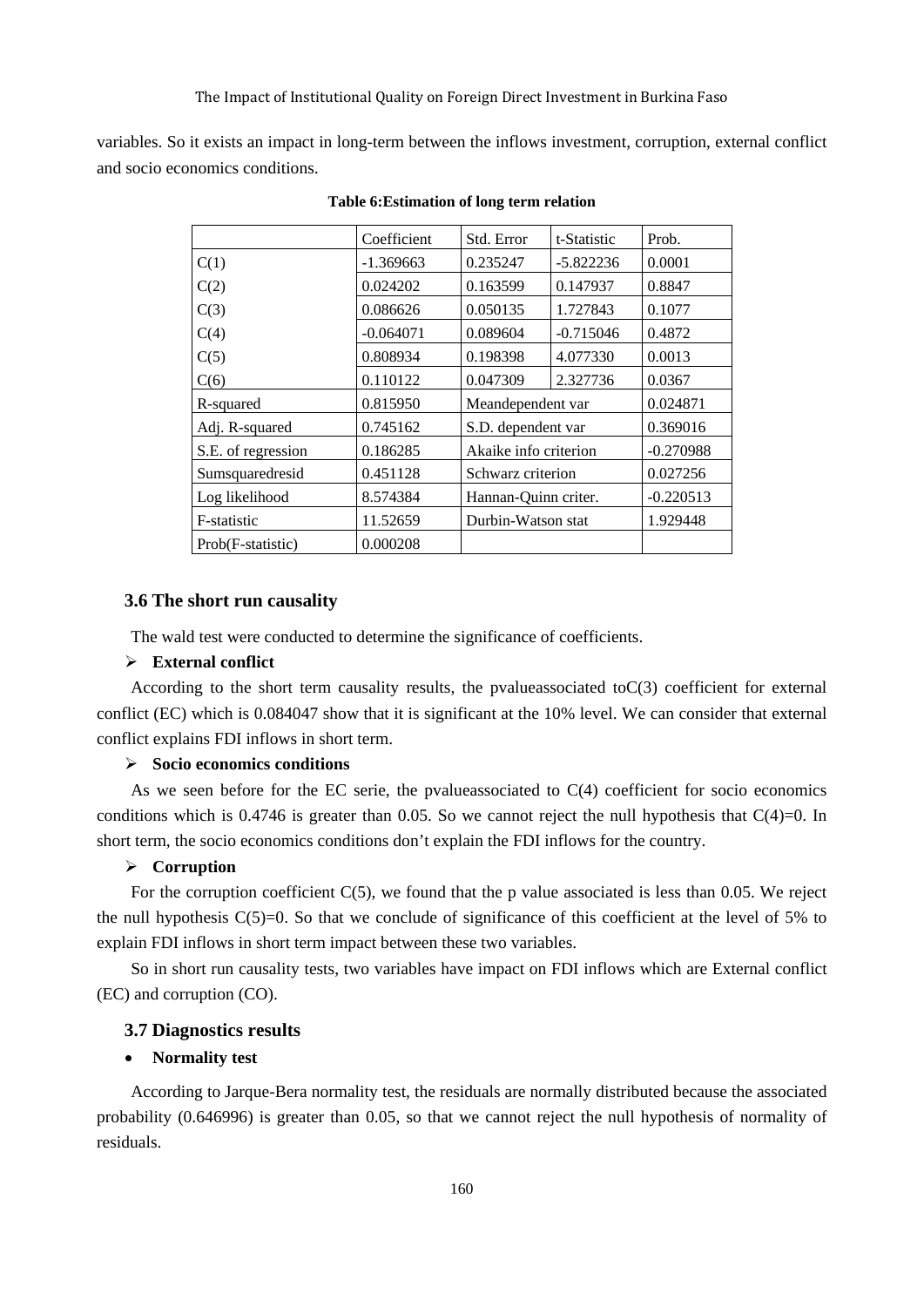variables. So it exists an impact in long-term between the inflows investment, corruption, external conflict and socio economics conditions.

**Table 6:Estimation of long term relation**

| | Coefficient | Std. Error | t-Statistic | Prob. |
|---|---|---|---|---|
| C(1) | -1.369663 | 0.235247 | -5.822236 | 0.0001 |
| C(2) | 0.024202 | 0.163599 | 0.147937 | 0.8847 |
| C(3) | 0.086626 | 0.050135 | 1.727843 | 0.1077 |
| C(4) | -0.064071 | 0.089604 | -0.715046 | 0.4872 |
| C(5) | 0.808934 | 0.198398 | 4.077330 | 0.0013 |
| C(6) | 0.110122 | 0.047309 | 2.327736 | 0.0367 |
| R-squared | 0.815950 | Meandependent var | | 0.024871 |
| Adj. R-squared | 0.745162 | S.D. dependent var | | 0.369016 |
| S.E. of regression | 0.186285 | Akaike info criterion | | -0.270988 |
| Sumsquaredresid | 0.451128 | Schwarz criterion | | 0.027256 |
| Log likelihood | 8.574384 | Hannan-Quinn criter. | | -0.220513 |
| F-statistic | 11.52659 | Durbin-Watson stat | | 1.929448 |
| Prob(F-statistic) | 0.000208 | | | |

### 3.6 The short run causality

The wald test were conducted to determine the significance of coefficients.

- **External conflict**

According to the short term causality results, the pvalueassociated toC(3) coefficient for external conflict (EC) which is 0.084047 show that it is significant at the 10% level. We can consider that external conflict explains FDI inflows in short term.

- **Socio economics conditions**

As we seen before for the EC serie, the pvalueassociated to C(4) coefficient for socio economics conditions which is 0.4746 is greater than 0.05. So we cannot reject the null hypothesis that C(4)=0. In short term, the socio economics conditions don't explain the FDI inflows for the country.

- **Corruption**

For the corruption coefficient C(5), we found that the p value associated is less than 0.05. We reject the null hypothesis C(5)=0. So that we conclude of significance of this coefficient at the level of 5% to explain FDI inflows in short term impact between these two variables.

So in short run causality tests, two variables have impact on FDI inflows which are External conflict (EC) and corruption (CO).

### 3.7 Diagnostics results

- **Normality test**

According to Jarque-Bera normality test, the residuals are normally distributed because the associated probability (0.646996) is greater than 0.05, so that we cannot reject the null hypothesis of normality of residuals.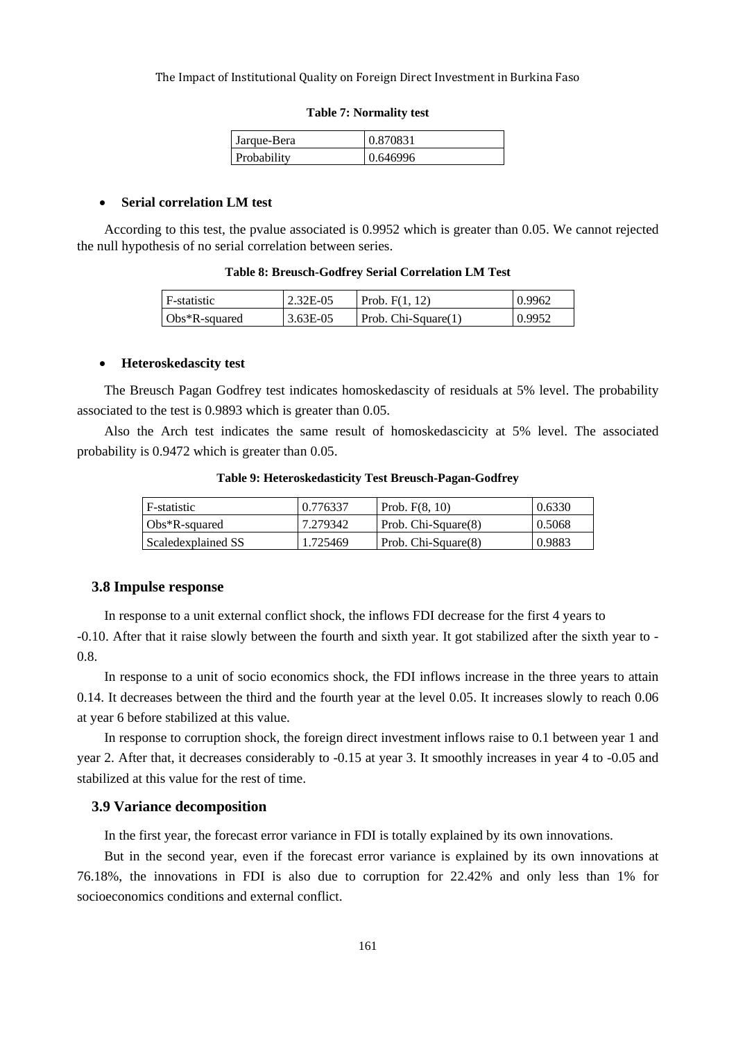**Table 7: Normality test**

| Jarque-Bera | 0.870831 |
|---|---|
| Probability | 0.646996 |

- **Serial correlation LM test**

According to this test, the pvalue associated is 0.9952 which is greater than 0.05. We cannot rejected the null hypothesis of no serial correlation between series.

**Table 8: Breusch-Godfrey Serial Correlation LM Test**

| F-statistic | 2.32E-05 | Prob. F(1, 12) | 0.9962 |
|---|---|---|---|
| Obs*R-squared | 3.63E-05 | Prob. Chi-Square(1) | 0.9952 |

- **Heteroskedascity test**

The Breusch Pagan Godfrey test indicates homoskedascity of residuals at 5% level. The probability associated to the test is 0.9893 which is greater than 0.05.

Also the Arch test indicates the same result of homoskedascicity at 5% level. The associated probability is 0.9472 which is greater than 0.05.

**Table 9: Heteroskedasticity Test Breusch-Pagan-Godfrey**

| F-statistic | 0.776337 | Prob. F(8, 10) | 0.6330 |
|---|---|---|---|
| Obs*R-squared | 7.279342 | Prob. Chi-Square(8) | 0.5068 |
| Scaledexplained SS | 1.725469 | Prob. Chi-Square(8) | 0.9883 |

### 3.8 Impulse response

In response to a unit external conflict shock, the inflows FDI decrease for the first 4 years to -0.10. After that it raise slowly between the fourth and sixth year. It got stabilized after the sixth year to -0.8.

In response to a unit of socio economics shock, the FDI inflows increase in the three years to attain 0.14. It decreases between the third and the fourth year at the level 0.05. It increases slowly to reach 0.06 at year 6 before stabilized at this value.

In response to corruption shock, the foreign direct investment inflows raise to 0.1 between year 1 and year 2. After that, it decreases considerably to -0.15 at year 3. It smoothly increases in year 4 to -0.05 and stabilized at this value for the rest of time.

### 3.9 Variance decomposition

In the first year, the forecast error variance in FDI is totally explained by its own innovations.

But in the second year, even if the forecast error variance is explained by its own innovations at 76.18%, the innovations in FDI is also due to corruption for 22.42% and only less than 1% for socioeconomics conditions and external conflict.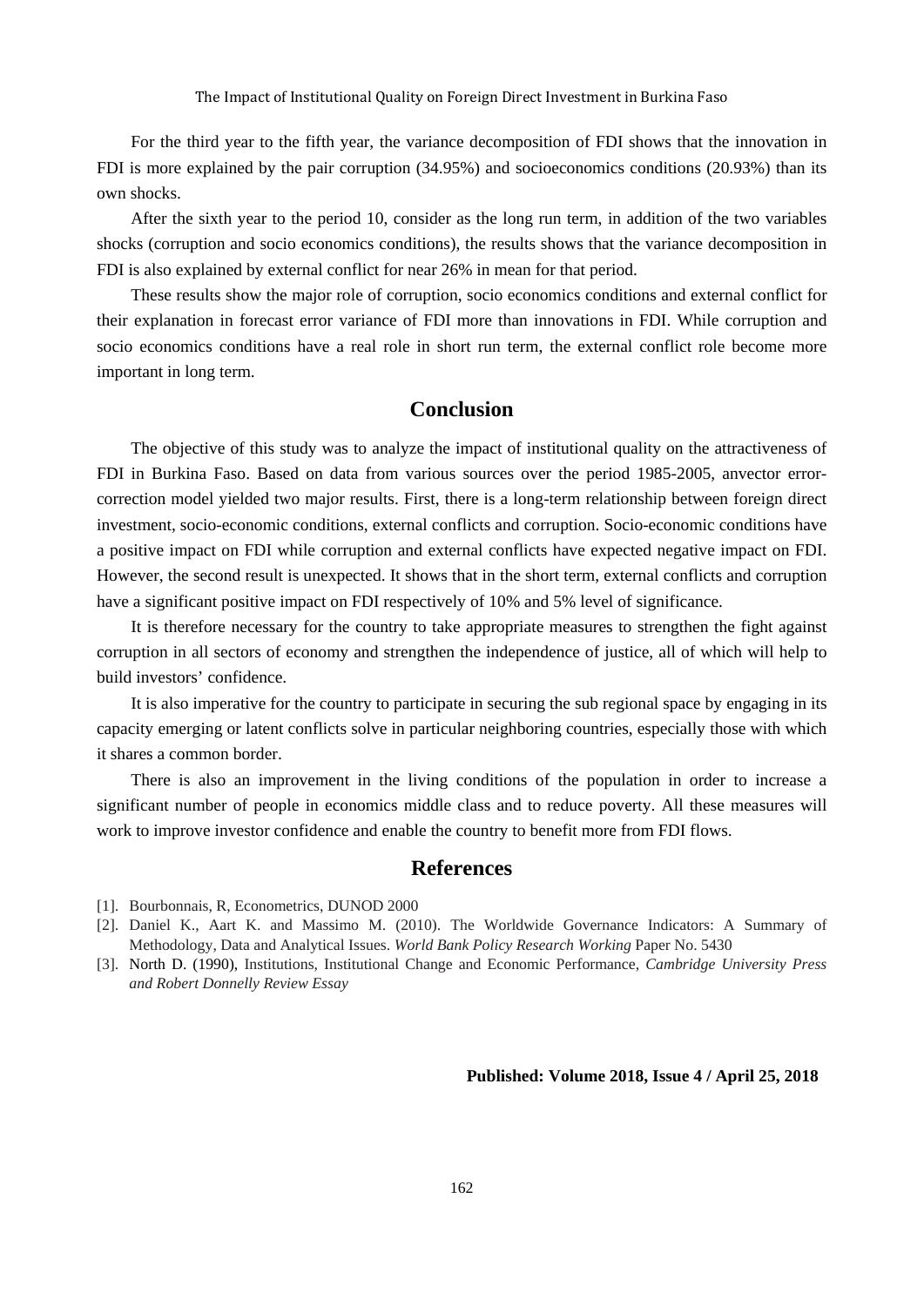For the third year to the fifth year, the variance decomposition of FDI shows that the innovation in FDI is more explained by the pair corruption (34.95%) and socioeconomics conditions (20.93%) than its own shocks.

After the sixth year to the period 10, consider as the long run term, in addition of the two variables shocks (corruption and socio economics conditions), the results shows that the variance decomposition in FDI is also explained by external conflict for near 26% in mean for that period.

These results show the major role of corruption, socio economics conditions and external conflict for their explanation in forecast error variance of FDI more than innovations in FDI. While corruption and socio economics conditions have a real role in short run term, the external conflict role become more important in long term.

## Conclusion

The objective of this study was to analyze the impact of institutional quality on the attractiveness of FDI in Burkina Faso. Based on data from various sources over the period 1985-2005, anvector error-correction model yielded two major results. First, there is a long-term relationship between foreign direct investment, socio-economic conditions, external conflicts and corruption. Socio-economic conditions have a positive impact on FDI while corruption and external conflicts have expected negative impact on FDI. However, the second result is unexpected. It shows that in the short term, external conflicts and corruption have a significant positive impact on FDI respectively of 10% and 5% level of significance.

It is therefore necessary for the country to take appropriate measures to strengthen the fight against corruption in all sectors of economy and strengthen the independence of justice, all of which will help to build investors' confidence.

It is also imperative for the country to participate in securing the sub regional space by engaging in its capacity emerging or latent conflicts solve in particular neighboring countries, especially those with which it shares a common border.

There is also an improvement in the living conditions of the population in order to increase a significant number of people in economics middle class and to reduce poverty. All these measures will work to improve investor confidence and enable the country to benefit more from FDI flows.

## References

[1]. Bourbonnais, R, Econometrics, DUNOD 2000

[2]. Daniel K., Aart K. and Massimo M. (2010). The Worldwide Governance Indicators: A Summary of Methodology, Data and Analytical Issues. *World Bank Policy Research Working* Paper No. 5430

[3]. North D. (1990), Institutions, Institutional Change and Economic Performance, *Cambridge University Press and Robert Donnelly Review Essay*

**Published: Volume 2018, Issue 4 / April 25, 2018**